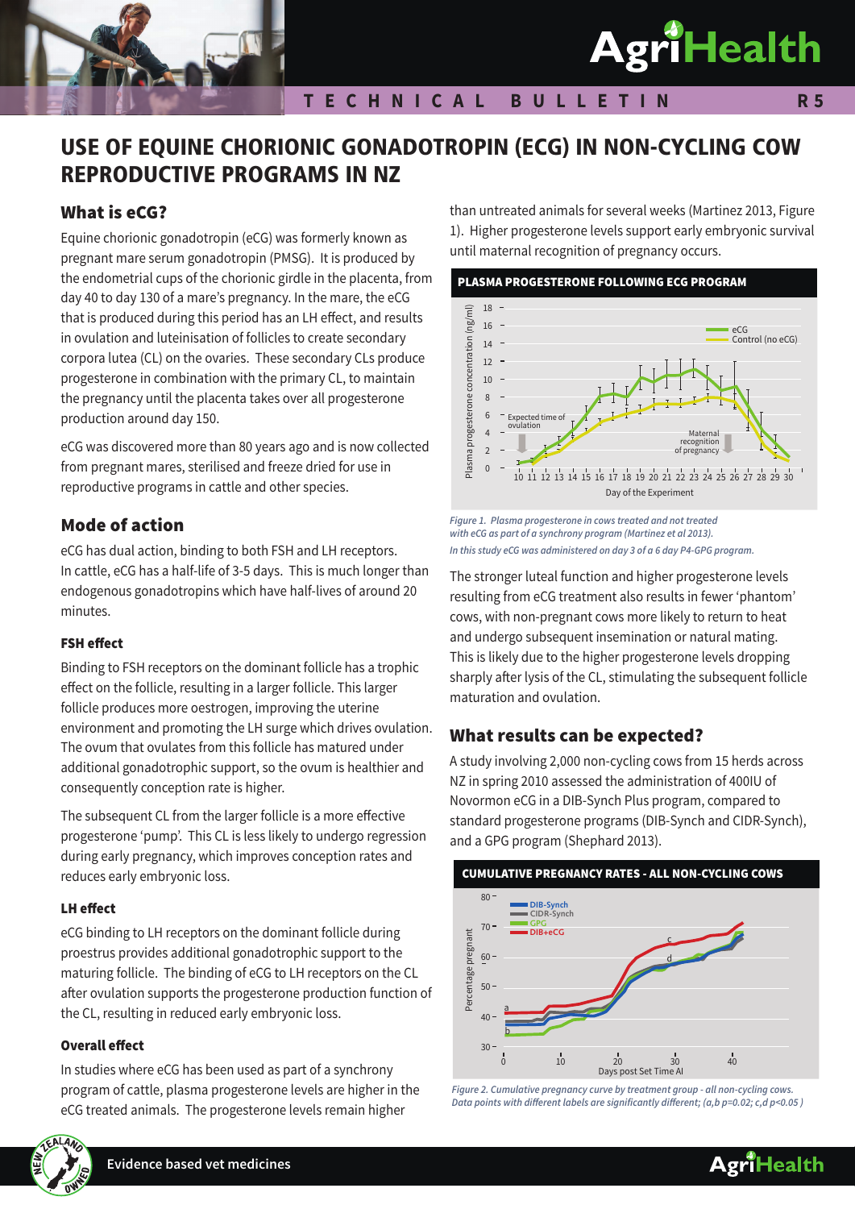# USE OF EQUINE CHORIONIC GONADOTROPIN (ECG) IN NON-CYCLING COW REPRODUCTIVE PROGRAMS IN NZ

## What is eCG?

Equine chorionic gonadotropin (eCG) was formerly known as pregnant mare serum gonadotropin (PMSG). It is produced by the endometrial cups of the chorionic girdle in the placenta, from day 40 to day 130 of a mare's pregnancy. In the mare, the eCG that is produced during this period has an LH effect, and results in ovulation and luteinisation of follicles to create secondary corpora lutea (CL) on the ovaries. These secondary CLs produce progesterone in combination with the primary CL, to maintain the pregnancy until the placenta takes over all progesterone production around day 150.

eCG was discovered more than 80 years ago and is now collected from pregnant mares, sterilised and freeze dried for use in reproductive programs in cattle and other species.

## Mode of action

eCG has dual action, binding to both FSH and LH receptors. In cattle, eCG has a half-life of 3-5 days. This is much longer than endogenous gonadotropins which have half-lives of around 20 minutes.

### FSH effect

Binding to FSH receptors on the dominant follicle has a trophic effect on the follicle, resulting in a larger follicle. This larger follicle produces more oestrogen, improving the uterine environment and promoting the LH surge which drives ovulation. The ovum that ovulates from this follicle has matured under additional gonadotrophic support, so the ovum is healthier and consequently conception rate is higher.

The subsequent CL from the larger follicle is a more effective progesterone 'pump'. This CL is less likely to undergo regression during early pregnancy, which improves conception rates and reduces early embryonic loss.

### LH effect

eCG binding to LH receptors on the dominant follicle during proestrus provides additional gonadotrophic support to the maturing follicle. The binding of eCG to LH receptors on the CL after ovulation supports the progesterone production function of the CL, resulting in reduced early embryonic loss.

### Overall effect

In studies where eCG has been used as part of a synchrony program of cattle, plasma progesterone levels are higher in the eCG treated animals. The progesterone levels remain higher than untreated animals for several weeks (Martinez 2013, Figure 1). Higher progesterone levels support early embryonic survival until maternal recognition of pregnancy occurs.

**PLASMA PROGESTERONE FOLLOWING ECG PROGRAM**

*Figure 1. Plasma progesterone in cows treated and not treated with eCG as part of a synchrony program (Martinez et al 2013). In this study eCG was administered on day 3 of a 6 day P4-GPG program.*

The stronger luteal function and higher progesterone levels resulting from eCG treatment also results in fewer 'phantom' cows, with non-pregnant cows more likely to return to heat and undergo subsequent insemination or natural mating. This is likely due to the higher progesterone levels dropping sharply after lysis of the CL, stimulating the subsequent follicle maturation and ovulation.

## What results can be expected?

A study involving 2,000 non-cycling cows from 15 herds across NZ in spring 2010 assessed the administration of 400IU of Novormon eCG in a DIB-Synch Plus program, compared to standard progesterone programs (DIB-Synch and CIDR-Synch), and a GPG program (Shephard 2013).

**CUMULATIVE PREGNANCY RATES - ALL NON-CYCLING COWS**

*Figure 2. Cumulative pregnancy curve by treatment group - all non-cycling cows. Data points with different labels are significantly different; (a,b $p=0.02$; c,d $p<0.05$ )*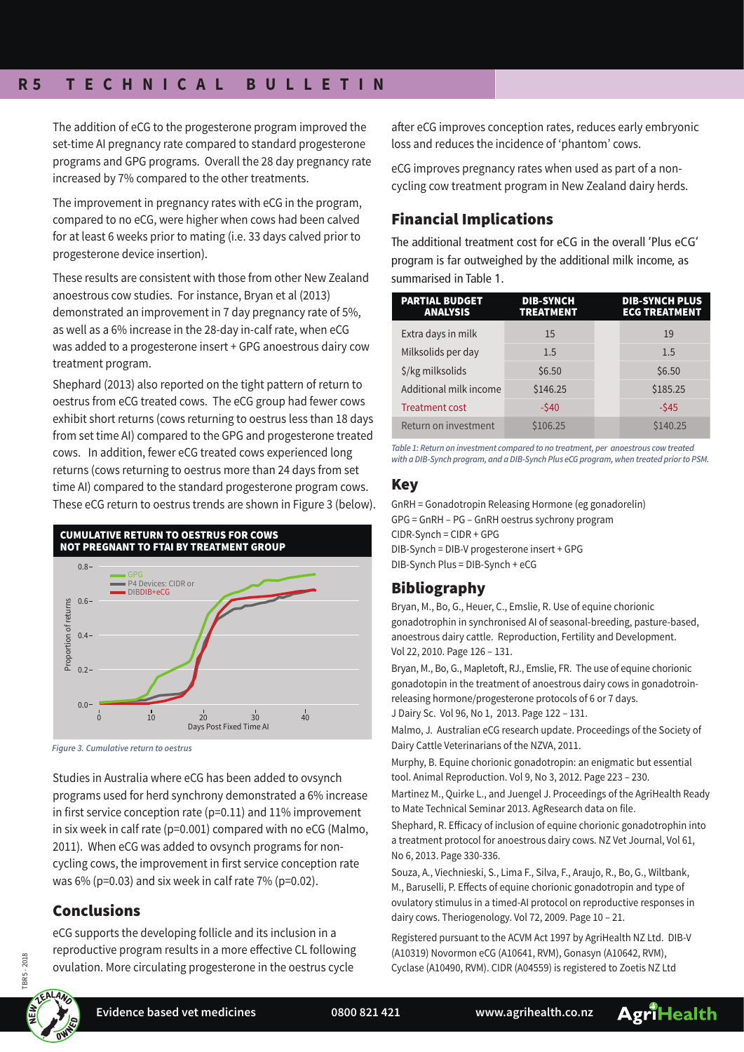The addition of eCG to the progesterone program improved the set-time AI pregnancy rate compared to standard progesterone programs and GPG programs. Overall the 28 day pregnancy rate increased by 7% compared to the other treatments.

The improvement in pregnancy rates with eCG in the program, compared to no eCG, were higher when cows had been calved for at least 6 weeks prior to mating (i.e. 33 days calved prior to progesterone device insertion).

These results are consistent with those from other New Zealand anoestrous cow studies. For instance, Bryan et al (2013) demonstrated an improvement in 7 day pregnancy rate of 5%, as well as a 6% increase in the 28-day in-calf rate, when eCG was added to a progesterone insert + GPG anoestrous dairy cow treatment program.

Shephard (2013) also reported on the tight pattern of return to oestrus from eCG treated cows. The eCG group had fewer cows exhibit short returns (cows returning to oestrus less than 18 days from set time AI) compared to the GPG and progesterone treated cows. In addition, fewer eCG treated cows experienced long returns (cows returning to oestrus more than 24 days from set time AI) compared to the standard progesterone program cows. These eCG return to oestrus trends are shown in Figure 3 (below).

**CUMULATIVE RETURN TO OESTRUS FOR COWS NOT PREGNANT TO FTAI BY TREATMENT GROUP**

GPG
P4 Devices: CIDR or DIB
DIB+eCG

Proportion of returns
0.0
0.2
0.4
0.6
0.8

0
10
20
30
40
Days Post Fixed Time AI

*Figure 3. Cumulative return to oestrus*

Studies in Australia where eCG has been added to ovsynch programs used for herd synchrony demonstrated a 6% increase in first service conception rate ($p=0.11$) and 11% improvement in six week in calf rate ($p=0.001$) compared with no eCG (Malmo, 2011). When eCG was added to ovsynch programs for non-cycling cows, the improvement in first service conception rate was 6% ($p=0.03$) and six week in calf rate 7% ($p=0.02$).

## Conclusions

eCG supports the developing follicle and its inclusion in a reproductive program results in a more effective CL following ovulation. More circulating progesterone in the oestrus cycle after eCG improves conception rates, reduces early embryonic loss and reduces the incidence of 'phantom' cows.

eCG improves pregnancy rates when used as part of a non-cycling cow treatment program in New Zealand dairy herds.

## Financial Implications

The additional treatment cost for eCG in the overall 'Plus eCG' program is far outweighed by the additional milk income, as summarised in Table 1.

| PARTIAL BUDGET ANALYSIS | DIB-SYNCH TREATMENT | DIB-SYNCH PLUS ECG TREATMENT |
|---|---|---|
| Extra days in milk | 15 | 19 |
| Milksolids per day | 1.5 | 1.5 |
| $/kg milksolids | $6.50 | $6.50 |
| Additional milk income | $146.25 | $185.25 |
| Treatment cost | -$40 | -$45 |
| Return on investment | $106.25 | $140.25 |

*Table 1: Return on investment compared to no treatment, per anoestrous cow treated with a DIB-Synch program, and a DIB-Synch Plus eCG program, when treated prior to PSM.*

## Key

GnRH = Gonadotropin Releasing Hormone (eg gonadorelin)
GPG = GnRH – PG – GnRH oestrus sychrony program
CIDR-Synch = CIDR + GPG
DIB-Synch = DIB-V progesterone insert + GPG
DIB-Synch Plus = DIB-Synch + eCG

## Bibliography

Bryan, M., Bo, G., Heuer, C., Emslie, R. Use of equine chorionic gonadotrophin in synchronised AI of seasonal-breeding, pasture-based, anoestrous dairy cattle. Reproduction, Fertility and Development. Vol 22, 2010. Page 126 – 131.

Bryan, M., Bo, G., Mapletoft, RJ., Emslie, FR. The use of equine chorionic gonadotopin in the treatment of anoestrous dairy cows in gonadotroin-releasing hormone/progesterone protocols of 6 or 7 days. J Dairy Sc. Vol 96, No 1, 2013. Page 122 – 131.

Malmo, J. Australian eCG research update. Proceedings of the Society of Dairy Cattle Veterinarians of the NZVA, 2011.

Murphy, B. Equine chorionic gonadotropin: an enigmatic but essential tool. Animal Reproduction. Vol 9, No 3, 2012. Page 223 – 230.

Martinez M., Quirke L., and Juengel J. Proceedings of the AgriHealth Ready to Mate Technical Seminar 2013. AgResearch data on file.

Shephard, R. Efficacy of inclusion of equine chorionic gonadotrophin into a treatment protocol for anoestrous dairy cows. NZ Vet Journal, Vol 61, No 6, 2013. Page 330-336.

Souza, A., Viechnieski, S., Lima F., Silva, F., Araujo, R., Bo, G., Wiltbank, M., Baruselli, P. Effects of equine chorionic gonadotropin and type of ovulatory stimulus in a timed-AI protocol on reproductive responses in dairy cows. Theriogenology. Vol 72, 2009. Page 10 – 21.

Registered pursuant to the ACVM Act 1997 by AgriHealth NZ Ltd. DIB-V (A10319) Novormon eCG (A10641, RVM), Gonasyn (A10642, RVM), Cyclase (A10490, RVM). CIDR (A04559) is registered to Zoetis NZ Ltd